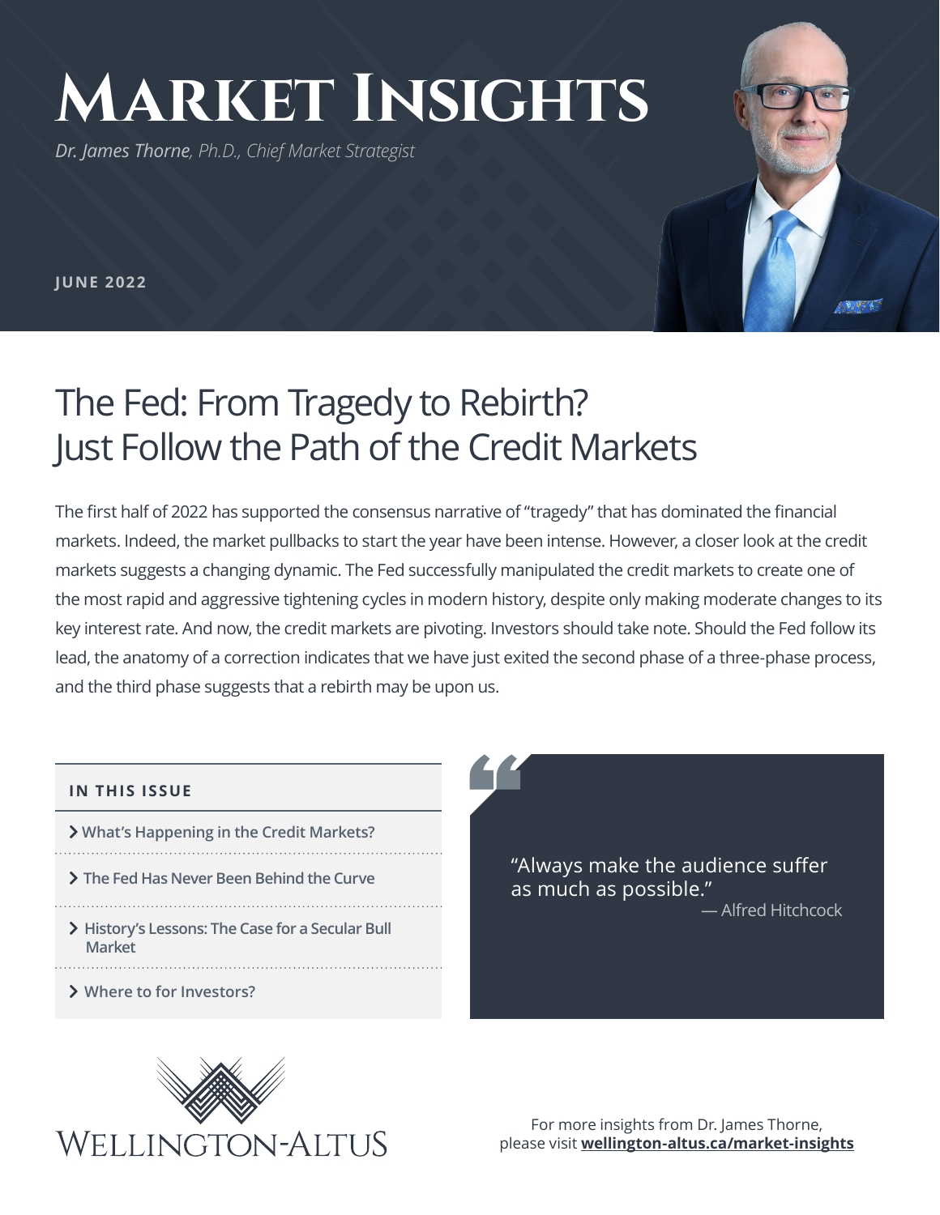# Market Insights

*Dr. James Thorne, Ph.D., Chief Market Strategist*

**JUNE 2022**

## The Fed: From Tragedy to Rebirth? Just Follow the Path of the Credit Markets

The first half of 2022 has supported the consensus narrative of "tragedy" that has dominated the financial markets. Indeed, the market pullbacks to start the year have been intense. However, a closer look at the credit markets suggests a changing dynamic. The Fed successfully manipulated the credit markets to create one of the most rapid and aggressive tightening cycles in modern history, despite only making moderate changes to its key interest rate. And now, the credit markets are pivoting. Investors should take note. Should the Fed follow its lead, the anatomy of a correction indicates that we have just exited the second phase of a three-phase process, and the third phase suggests that a rebirth may be upon us.

**IN THIS ISSUE**

- What's Happening in the Credit Markets?
- The Fed Has Never Been Behind the Curve
- History's Lessons: The Case for a Secular Bull Market
- Where to for Investors?

> "Always make the audience suffer as much as possible."
> — Alfred Hitchcock

WELLINGTON-ALTUS

For more insights from Dr. James Thorne, please visit **wellington-altus.ca/market-insights**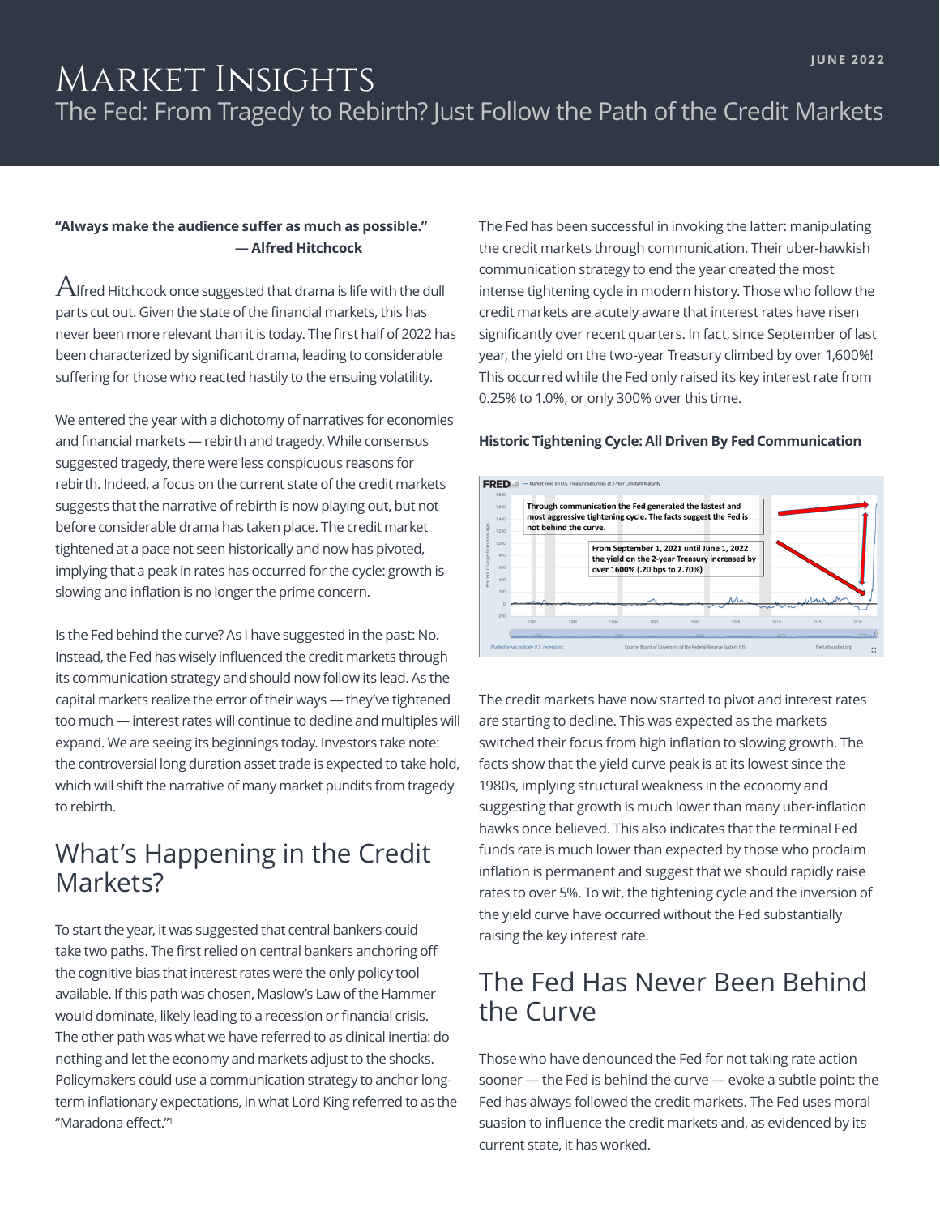# Market Insights

## The Fed: From Tragedy to Rebirth? Just Follow the Path of the Credit Markets

**"Always make the audience suffer as much as possible."**
**— Alfred Hitchcock**

Alfred Hitchcock once suggested that drama is life with the dull parts cut out. Given the state of the financial markets, this has never been more relevant than it is today. The first half of 2022 has been characterized by significant drama, leading to considerable suffering for those who reacted hastily to the ensuing volatility.

We entered the year with a dichotomy of narratives for economies and financial markets — rebirth and tragedy. While consensus suggested tragedy, there were less conspicuous reasons for rebirth. Indeed, a focus on the current state of the credit markets suggests that the narrative of rebirth is now playing out, but not before considerable drama has taken place. The credit market tightened at a pace not seen historically and now has pivoted, implying that a peak in rates has occurred for the cycle: growth is slowing and inflation is no longer the prime concern.

Is the Fed behind the curve? As I have suggested in the past: No. Instead, the Fed has wisely influenced the credit markets through its communication strategy and should now follow its lead. As the capital markets realize the error of their ways — they've tightened too much — interest rates will continue to decline and multiples will expand. We are seeing its beginnings today. Investors take note: the controversial long duration asset trade is expected to take hold, which will shift the narrative of many market pundits from tragedy to rebirth.

## What's Happening in the Credit Markets?

To start the year, it was suggested that central bankers could take two paths. The first relied on central bankers anchoring off the cognitive bias that interest rates were the only policy tool available. If this path was chosen, Maslow's Law of the Hammer would dominate, likely leading to a recession or financial crisis. The other path was what we have referred to as clinical inertia: do nothing and let the economy and markets adjust to the shocks. Policymakers could use a communication strategy to anchor long-term inflationary expectations, in what Lord King referred to as the "Maradona effect."[1]

The Fed has been successful in invoking the latter: manipulating the credit markets through communication. Their uber-hawkish communication strategy to end the year created the most intense tightening cycle in modern history. Those who follow the credit markets are acutely aware that interest rates have risen significantly over recent quarters. In fact, since September of last year, the yield on the two-year Treasury climbed by over 1,600%! This occurred while the Fed only raised its key interest rate from 0.25% to 1.0%, or only 300% over this time.

**Historic Tightening Cycle: All Driven By Fed Communication**

FRED — Market Yield on U.S. Treasury Securities at 2-Year Constant Maturity

Through communication the Fed generated the fastest and most aggressive tightening cycle. The facts suggest the Fed is not behind the curve.

From September 1, 2021 until June 1, 2022 the yield on the 2-year Treasury increased by over 1600% (.20 bps to 2.70%)

Shaded areas indicate U.S. recessions. Source: Board of Governors of the Federal Reserve System (US) fred.stlouisfed.org

The credit markets have now started to pivot and interest rates are starting to decline. This was expected as the markets switched their focus from high inflation to slowing growth. The facts show that the yield curve peak is at its lowest since the 1980s, implying structural weakness in the economy and suggesting that growth is much lower than many uber-inflation hawks once believed. This also indicates that the terminal Fed funds rate is much lower than expected by those who proclaim inflation is permanent and suggest that we should rapidly raise rates to over 5%. To wit, the tightening cycle and the inversion of the yield curve have occurred without the Fed substantially raising the key interest rate.

## The Fed Has Never Been Behind the Curve

Those who have denounced the Fed for not taking rate action sooner — the Fed is behind the curve — evoke a subtle point: the Fed has always followed the credit markets. The Fed uses moral suasion to influence the credit markets and, as evidenced by its current state, it has worked.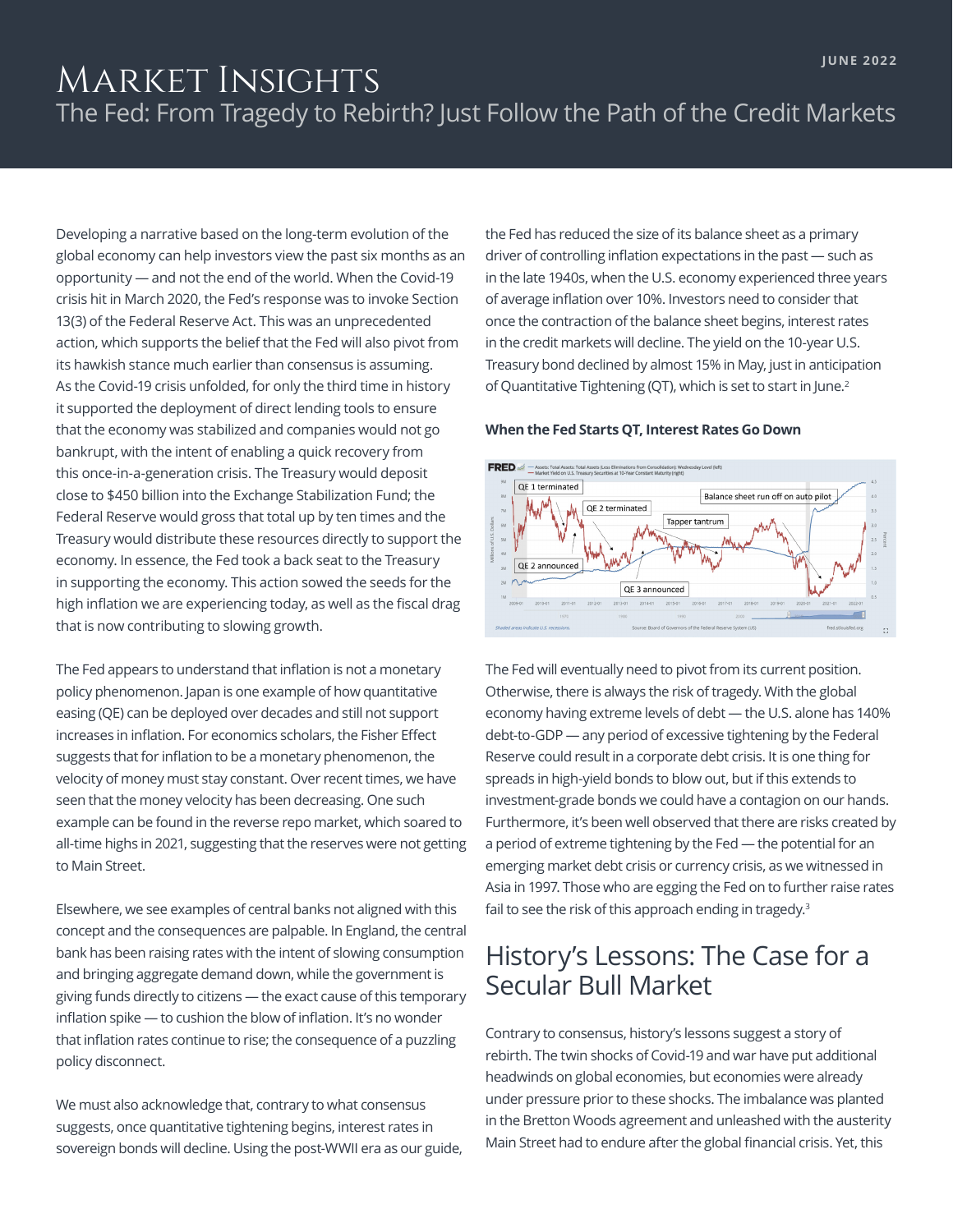# Market Insights

## The Fed: From Tragedy to Rebirth? Just Follow the Path of the Credit Markets

Developing a narrative based on the long-term evolution of the global economy can help investors view the past six months as an opportunity — and not the end of the world. When the Covid-19 crisis hit in March 2020, the Fed's response was to invoke Section 13(3) of the Federal Reserve Act. This was an unprecedented action, which supports the belief that the Fed will also pivot from its hawkish stance much earlier than consensus is assuming. As the Covid-19 crisis unfolded, for only the third time in history it supported the deployment of direct lending tools to ensure that the economy was stabilized and companies would not go bankrupt, with the intent of enabling a quick recovery from this once-in-a-generation crisis. The Treasury would deposit close to $450 billion into the Exchange Stabilization Fund; the Federal Reserve would gross that total up by ten times and the Treasury would distribute these resources directly to support the economy. In essence, the Fed took a back seat to the Treasury in supporting the economy. This action sowed the seeds for the high inflation we are experiencing today, as well as the fiscal drag that is now contributing to slowing growth.

The Fed appears to understand that inflation is not a monetary policy phenomenon. Japan is one example of how quantitative easing (QE) can be deployed over decades and still not support increases in inflation. For economics scholars, the Fisher Effect suggests that for inflation to be a monetary phenomenon, the velocity of money must stay constant. Over recent times, we have seen that the money velocity has been decreasing. One such example can be found in the reverse repo market, which soared to all-time highs in 2021, suggesting that the reserves were not getting to Main Street.

Elsewhere, we see examples of central banks not aligned with this concept and the consequences are palpable. In England, the central bank has been raising rates with the intent of slowing consumption and bringing aggregate demand down, while the government is giving funds directly to citizens — the exact cause of this temporary inflation spike — to cushion the blow of inflation. It's no wonder that inflation rates continue to rise; the consequence of a puzzling policy disconnect.

We must also acknowledge that, contrary to what consensus suggests, once quantitative tightening begins, interest rates in sovereign bonds will decline. Using the post-WWII era as our guide, the Fed has reduced the size of its balance sheet as a primary driver of controlling inflation expectations in the past — such as in the late 1940s, when the U.S. economy experienced three years of average inflation over 10%. Investors need to consider that once the contraction of the balance sheet begins, interest rates in the credit markets will decline. The yield on the 10-year U.S. Treasury bond declined by almost 15% in May, just in anticipation of Quantitative Tightening (QT), which is set to start in June.[2]

**When the Fed Starts QT, Interest Rates Go Down**

The Fed will eventually need to pivot from its current position. Otherwise, there is always the risk of tragedy. With the global economy having extreme levels of debt — the U.S. alone has 140% debt-to-GDP — any period of excessive tightening by the Federal Reserve could result in a corporate debt crisis. It is one thing for spreads in high-yield bonds to blow out, but if this extends to investment-grade bonds we could have a contagion on our hands. Furthermore, it's been well observed that there are risks created by a period of extreme tightening by the Fed — the potential for an emerging market debt crisis or currency crisis, as we witnessed in Asia in 1997. Those who are egging the Fed on to further raise rates fail to see the risk of this approach ending in tragedy.[3]

## History's Lessons: The Case for a Secular Bull Market

Contrary to consensus, history's lessons suggest a story of rebirth. The twin shocks of Covid-19 and war have put additional headwinds on global economies, but economies were already under pressure prior to these shocks. The imbalance was planted in the Bretton Woods agreement and unleashed with the austerity Main Street had to endure after the global financial crisis. Yet, this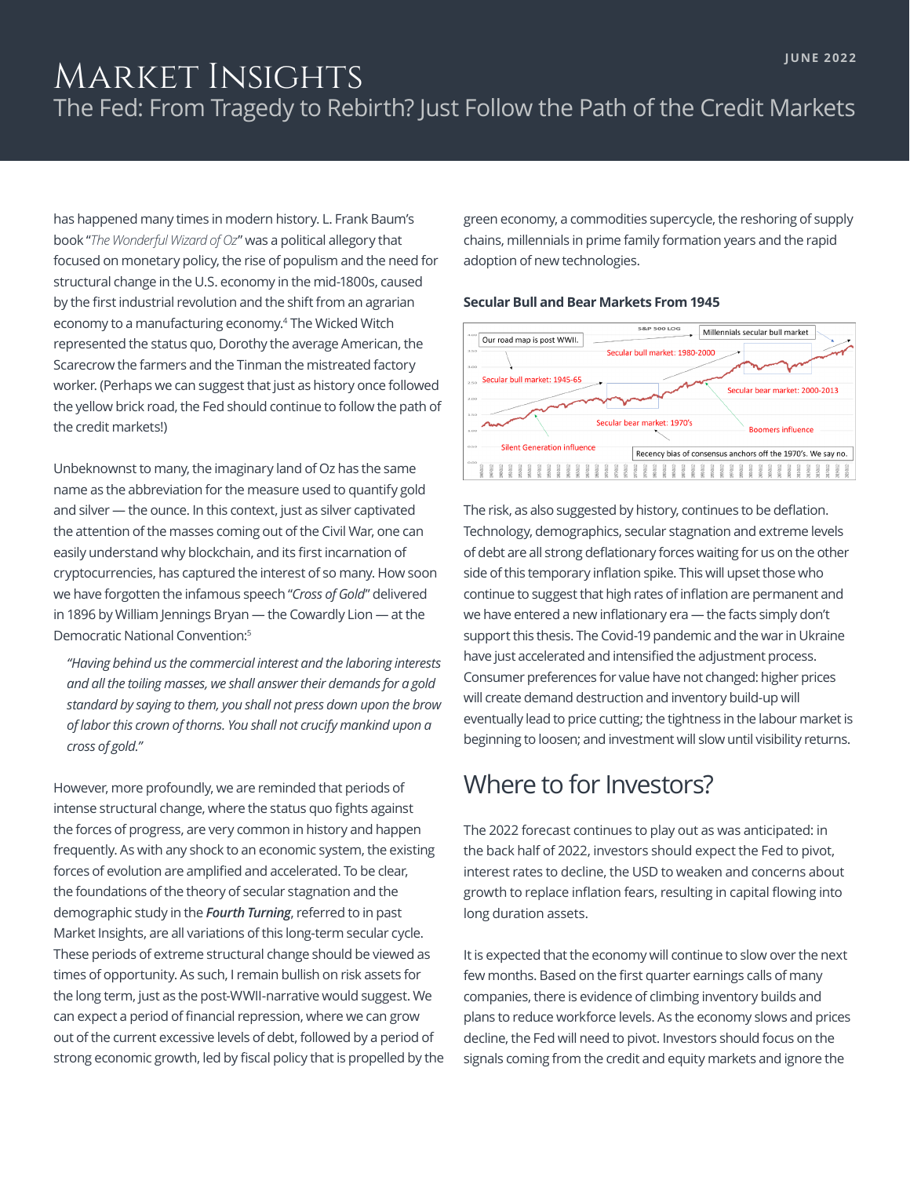has happened many times in modern history. L. Frank Baum's book "*The Wonderful Wizard of Oz*" was a political allegory that focused on monetary policy, the rise of populism and the need for structural change in the U.S. economy in the mid-1800s, caused by the first industrial revolution and the shift from an agrarian economy to a manufacturing economy.[4] The Wicked Witch represented the status quo, Dorothy the average American, the Scarecrow the farmers and the Tinman the mistreated factory worker. (Perhaps we can suggest that just as history once followed the yellow brick road, the Fed should continue to follow the path of the credit markets!)

Unbeknownst to many, the imaginary land of Oz has the same name as the abbreviation for the measure used to quantify gold and silver — the ounce. In this context, just as silver captivated the attention of the masses coming out of the Civil War, one can easily understand why blockchain, and its first incarnation of cryptocurrencies, has captured the interest of so many. How soon we have forgotten the infamous speech "*Cross of Gold*" delivered in 1896 by William Jennings Bryan — the Cowardly Lion — at the Democratic National Convention:[5]

> *"Having behind us the commercial interest and the laboring interests and all the toiling masses, we shall answer their demands for a gold standard by saying to them, you shall not press down upon the brow of labor this crown of thorns. You shall not crucify mankind upon a cross of gold."*

However, more profoundly, we are reminded that periods of intense structural change, where the status quo fights against the forces of progress, are very common in history and happen frequently. As with any shock to an economic system, the existing forces of evolution are amplified and accelerated. To be clear, the foundations of the theory of secular stagnation and the demographic study in the ***Fourth Turning***, referred to in past Market Insights, are all variations of this long-term secular cycle. These periods of extreme structural change should be viewed as times of opportunity. As such, I remain bullish on risk assets for the long term, just as the post-WWII-narrative would suggest. We can expect a period of financial repression, where we can grow out of the current excessive levels of debt, followed by a period of strong economic growth, led by fiscal policy that is propelled by the green economy, a commodities supercycle, the reshoring of supply chains, millennials in prime family formation years and the rapid adoption of new technologies.

**Secular Bull and Bear Markets From 1945**

The risk, as also suggested by history, continues to be deflation. Technology, demographics, secular stagnation and extreme levels of debt are all strong deflationary forces waiting for us on the other side of this temporary inflation spike. This will upset those who continue to suggest that high rates of inflation are permanent and we have entered a new inflationary era — the facts simply don't support this thesis. The Covid-19 pandemic and the war in Ukraine have just accelerated and intensified the adjustment process. Consumer preferences for value have not changed: higher prices will create demand destruction and inventory build-up will eventually lead to price cutting; the tightness in the labour market is beginning to loosen; and investment will slow until visibility returns.

## Where to for Investors?

The 2022 forecast continues to play out as was anticipated: in the back half of 2022, investors should expect the Fed to pivot, interest rates to decline, the USD to weaken and concerns about growth to replace inflation fears, resulting in capital flowing into long duration assets.

It is expected that the economy will continue to slow over the next few months. Based on the first quarter earnings calls of many companies, there is evidence of climbing inventory builds and plans to reduce workforce levels. As the economy slows and prices decline, the Fed will need to pivot. Investors should focus on the signals coming from the credit and equity markets and ignore the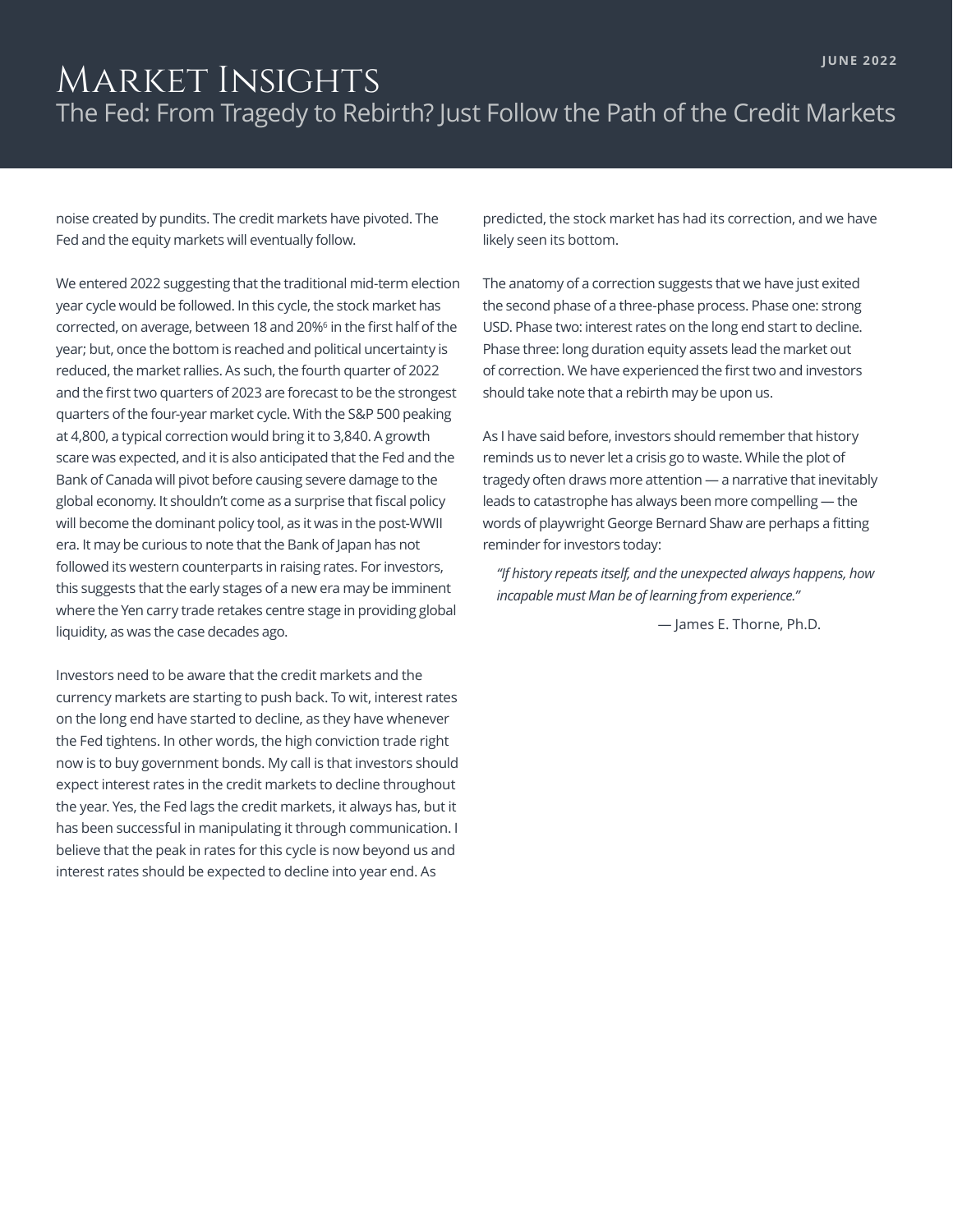noise created by pundits. The credit markets have pivoted. The Fed and the equity markets will eventually follow.

We entered 2022 suggesting that the traditional mid-term election year cycle would be followed. In this cycle, the stock market has corrected, on average, between 18 and 20%[6] in the first half of the year; but, once the bottom is reached and political uncertainty is reduced, the market rallies. As such, the fourth quarter of 2022 and the first two quarters of 2023 are forecast to be the strongest quarters of the four-year market cycle. With the S&P 500 peaking at 4,800, a typical correction would bring it to 3,840. A growth scare was expected, and it is also anticipated that the Fed and the Bank of Canada will pivot before causing severe damage to the global economy. It shouldn't come as a surprise that fiscal policy will become the dominant policy tool, as it was in the post-WWII era. It may be curious to note that the Bank of Japan has not followed its western counterparts in raising rates. For investors, this suggests that the early stages of a new era may be imminent where the Yen carry trade retakes centre stage in providing global liquidity, as was the case decades ago.

Investors need to be aware that the credit markets and the currency markets are starting to push back. To wit, interest rates on the long end have started to decline, as they have whenever the Fed tightens. In other words, the high conviction trade right now is to buy government bonds. My call is that investors should expect interest rates in the credit markets to decline throughout the year. Yes, the Fed lags the credit markets, it always has, but it has been successful in manipulating it through communication. I believe that the peak in rates for this cycle is now beyond us and interest rates should be expected to decline into year end. As predicted, the stock market has had its correction, and we have likely seen its bottom.

The anatomy of a correction suggests that we have just exited the second phase of a three-phase process. Phase one: strong USD. Phase two: interest rates on the long end start to decline. Phase three: long duration equity assets lead the market out of correction. We have experienced the first two and investors should take note that a rebirth may be upon us.

As I have said before, investors should remember that history reminds us to never let a crisis go to waste. While the plot of tragedy often draws more attention — a narrative that inevitably leads to catastrophe has always been more compelling — the words of playwright George Bernard Shaw are perhaps a fitting reminder for investors today:

> *"If history repeats itself, and the unexpected always happens, how incapable must Man be of learning from experience."*

— James E. Thorne, Ph.D.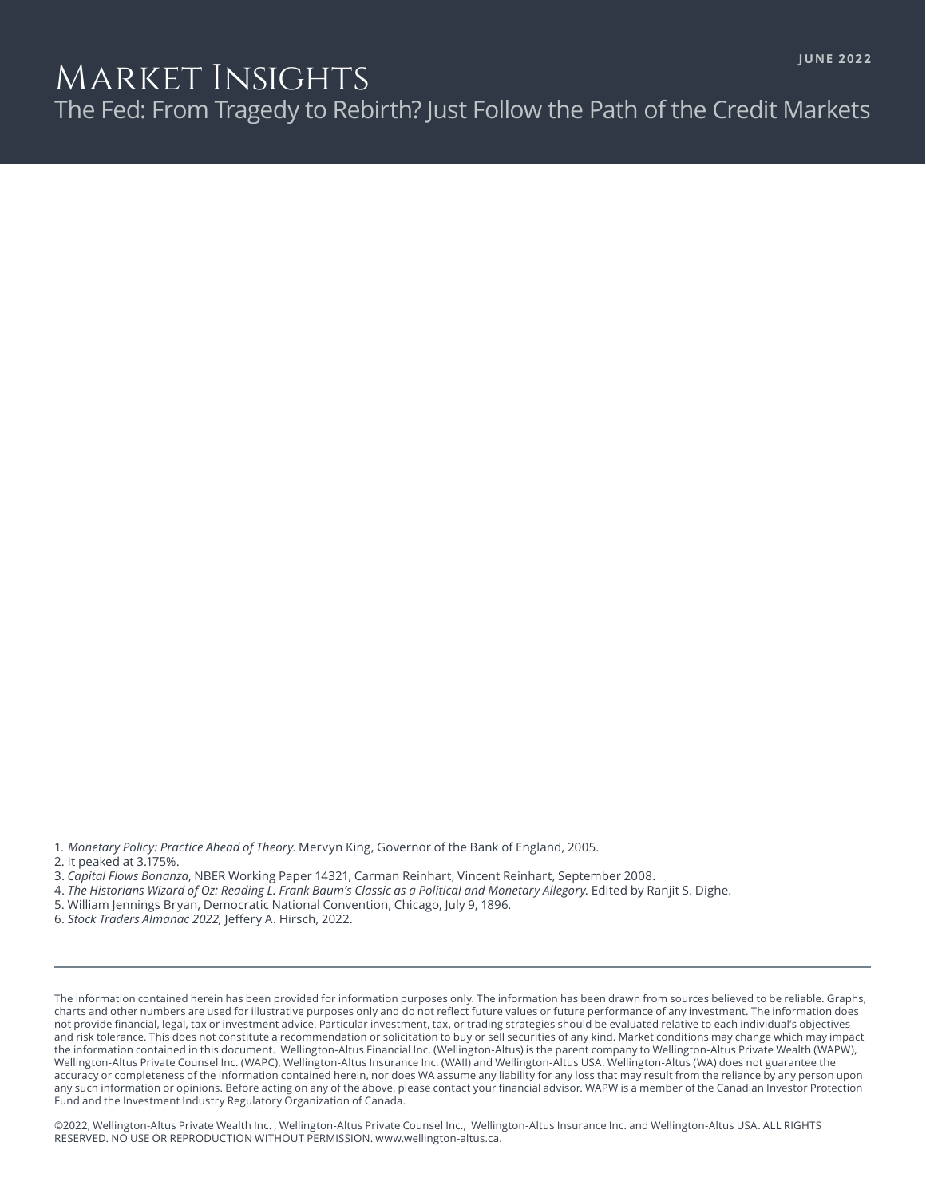1. *Monetary Policy: Practice Ahead of Theory.* Mervyn King, Governor of the Bank of England, 2005.
2. It peaked at 3.175%.
3. *Capital Flows Bonanza*, NBER Working Paper 14321, Carman Reinhart, Vincent Reinhart, September 2008.
4. *The Historians Wizard of Oz: Reading L. Frank Baum's Classic as a Political and Monetary Allegory.* Edited by Ranjit S. Dighe.
5. William Jennings Bryan, Democratic National Convention, Chicago, July 9, 1896.
6. *Stock Traders Almanac 2022,* Jeffery A. Hirsch, 2022.

---

The information contained herein has been provided for information purposes only. The information has been drawn from sources believed to be reliable. Graphs, charts and other numbers are used for illustrative purposes only and do not reflect future values or future performance of any investment. The information does not provide financial, legal, tax or investment advice. Particular investment, tax, or trading strategies should be evaluated relative to each individual's objectives and risk tolerance. This does not constitute a recommendation or solicitation to buy or sell securities of any kind. Market conditions may change which may impact the information contained in this document. Wellington-Altus Financial Inc. (Wellington-Altus) is the parent company to Wellington-Altus Private Wealth (WAPW), Wellington-Altus Private Counsel Inc. (WAPC), Wellington-Altus Insurance Inc. (WAII) and Wellington-Altus USA. Wellington-Altus (WA) does not guarantee the accuracy or completeness of the information contained herein, nor does WA assume any liability for any loss that may result from the reliance by any person upon any such information or opinions. Before acting on any of the above, please contact your financial advisor. WAPW is a member of the Canadian Investor Protection Fund and the Investment Industry Regulatory Organization of Canada.

©2022, Wellington-Altus Private Wealth Inc. , Wellington-Altus Private Counsel Inc., Wellington-Altus Insurance Inc. and Wellington-Altus USA. ALL RIGHTS RESERVED. NO USE OR REPRODUCTION WITHOUT PERMISSION. www.wellington-altus.ca.